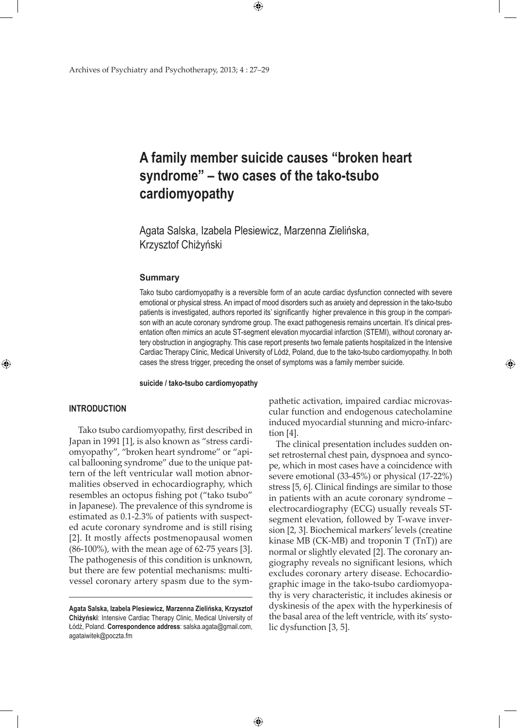# A family member suicide causes "broken heart syndrome" – two cases of the tako-tsubo cardiomyopathy

Agata Salska, Izabela Plesiewicz, Marzenna Zielińska, Krzysztof Chiżyński

### Summary

Tako tsubo cardiomyopathy is a reversible form of an acute cardiac dysfunction connected with severe emotional or physical stress. An impact of mood disorders such as anxiety and depression in the tako-tsubo patients is investigated, authors reported its' significantly higher prevalence in this group in the comparison with an acute coronary syndrome group. The exact pathogenesis remains uncertain. It's clinical presentation often mimics an acute ST-segment elevation myocardial infarction (STEMI), without coronary artery obstruction in angiography. This case report presents two female patients hospitalized in the Intensive Cardiac Therapy Clinic, Medical University of Łódź, Poland, due to the tako-tsubo cardiomyopathy. In both cases the stress trigger, preceding the onset of symptoms was a family member suicide.

**suicide / tako-tsubo cardiomyopathy**

## INTRODUCTION

Tako tsubo cardiomyopathy, first described in Japan in 1991 [1], is also known as "stress cardiomyopathy", "broken heart syndrome" or "apical ballooning syndrome" due to the unique pattern of the left ventricular wall motion abnormalities observed in echocardiography, which resembles an octopus fishing pot ("tako tsubo" in Japanese). The prevalence of this syndrome is estimated as 0.1-2.3% of patients with suspected acute coronary syndrome and is still rising [2]. It mostly affects postmenopausal women (86-100%), with the mean age of 62-75 years [3]. The pathogenesis of this condition is unknown, but there are few potential mechanisms: multivessel coronary artery spasm due to the sympathetic activation, impaired cardiac microvascular function and endogenous catecholamine induced myocardial stunning and micro-infarction [4].

The clinical presentation includes sudden onset retrosternal chest pain, dyspnoea and syncope, which in most cases have a coincidence with severe emotional (33-45%) or physical (17-22%) stress [5, 6]. Clinical findings are similar to those in patients with an acute coronary syndrome – electrocardiography (ECG) usually reveals ST-segment elevation, followed by T-wave inversion [2, 3]. Biochemical markers' levels (creatine kinase MB (CK-MB) and troponin T (TnT)) are normal or slightly elevated [2]. The coronary angiography reveals no significant lesions, which excludes coronary artery disease. Echocardiographic image in the tako-tsubo cardiomyopathy is very characteristic, it includes akinesis or dyskinesis of the apex with the hyperkinesis of the basal area of the left ventricle, with its' systolic dysfunction [3, 5].

---

**Agata Salska, Izabela Plesiewicz, Marzenna Zielińska, Krzysztof Chiżyński**: Intensive Cardiac Therapy Clinic, Medical University of Łódź, Poland. **Correspondence address**: salska.agata@gmail.com, agataiwitek@poczta.fm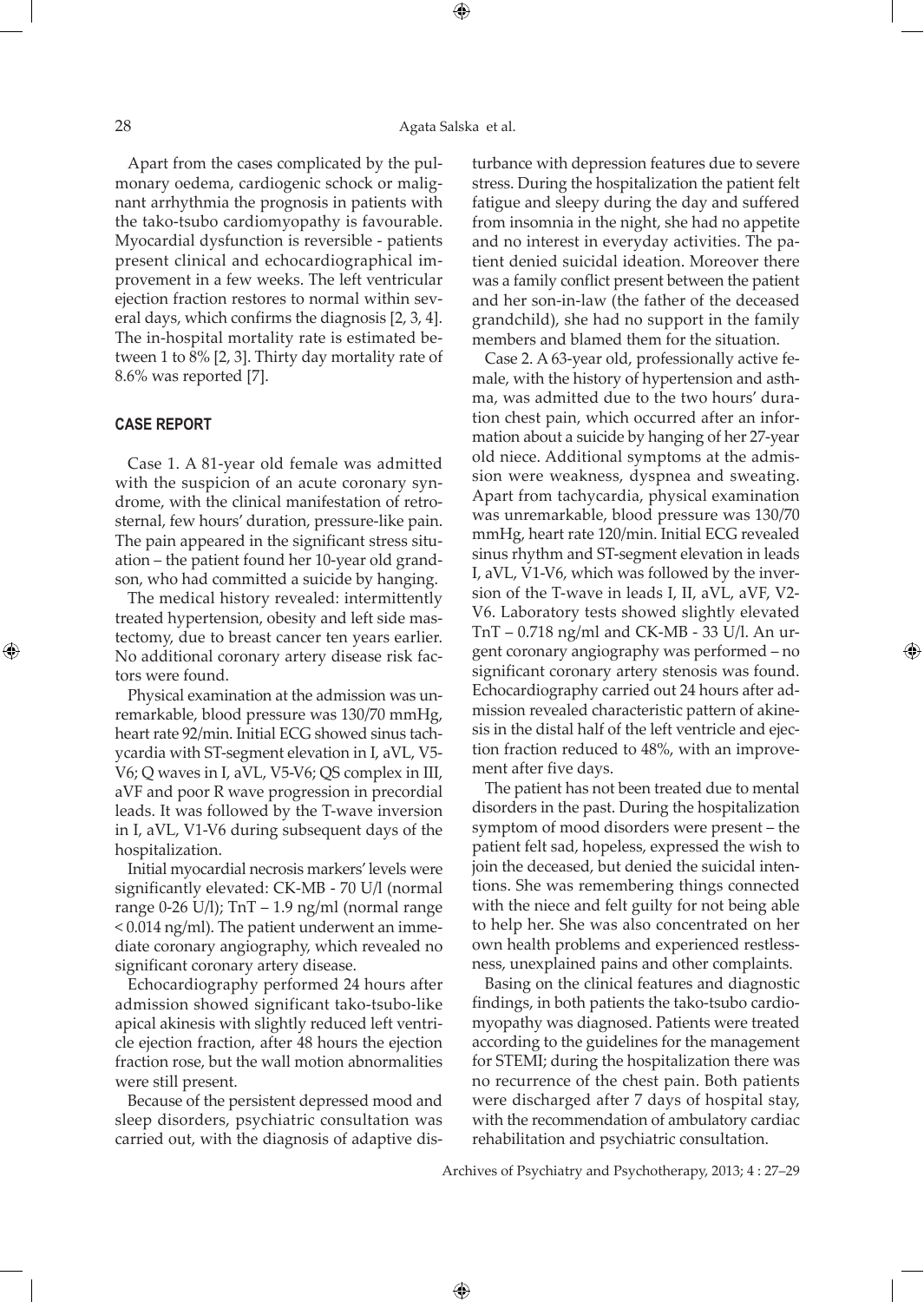Apart from the cases complicated by the pulmonary oedema, cardiogenic schock or malignant arrhythmia the prognosis in patients with the tako-tsubo cardiomyopathy is favourable. Myocardial dysfunction is reversible - patients present clinical and echocardiographical improvement in a few weeks. The left ventricular ejection fraction restores to normal within several days, which confirms the diagnosis [2, 3, 4]. The in-hospital mortality rate is estimated between 1 to 8% [2, 3]. Thirty day mortality rate of 8.6% was reported [7].

## CASE REPORT

Case 1. A 81-year old female was admitted with the suspicion of an acute coronary syndrome, with the clinical manifestation of retrosternal, few hours' duration, pressure-like pain. The pain appeared in the significant stress situation – the patient found her 10-year old grandson, who had committed a suicide by hanging.

The medical history revealed: intermittently treated hypertension, obesity and left side mastectomy, due to breast cancer ten years earlier. No additional coronary artery disease risk factors were found.

Physical examination at the admission was unremarkable, blood pressure was 130/70 mmHg, heart rate 92/min. Initial ECG showed sinus tachycardia with ST-segment elevation in I, aVL, V5-V6; Q waves in I, aVL, V5-V6; QS complex in III, aVF and poor R wave progression in precordial leads. It was followed by the T-wave inversion in I, aVL, V1-V6 during subsequent days of the hospitalization.

Initial myocardial necrosis markers' levels were significantly elevated: CK-MB - 70 U/l (normal range 0-26 U/l); TnT – 1.9 ng/ml (normal range < 0.014 ng/ml). The patient underwent an immediate coronary angiography, which revealed no significant coronary artery disease.

Echocardiography performed 24 hours after admission showed significant tako-tsubo-like apical akinesis with slightly reduced left ventricle ejection fraction, after 48 hours the ejection fraction rose, but the wall motion abnormalities were still present.

Because of the persistent depressed mood and sleep disorders, psychiatric consultation was carried out, with the diagnosis of adaptive disturbance with depression features due to severe stress. During the hospitalization the patient felt fatigue and sleepy during the day and suffered from insomnia in the night, she had no appetite and no interest in everyday activities. The patient denied suicidal ideation. Moreover there was a family conflict present between the patient and her son-in-law (the father of the deceased grandchild), she had no support in the family members and blamed them for the situation.

Case 2. A 63-year old, professionally active female, with the history of hypertension and asthma, was admitted due to the two hours' duration chest pain, which occurred after an information about a suicide by hanging of her 27-year old niece. Additional symptoms at the admission were weakness, dyspnea and sweating. Apart from tachycardia, physical examination was unremarkable, blood pressure was 130/70 mmHg, heart rate 120/min. Initial ECG revealed sinus rhythm and ST-segment elevation in leads I, aVL, V1-V6, which was followed by the inversion of the T-wave in leads I, II, aVL, aVF, V2-V6. Laboratory tests showed slightly elevated TnT – 0.718 ng/ml and CK-MB - 33 U/l. An urgent coronary angiography was performed – no significant coronary artery stenosis was found. Echocardiography carried out 24 hours after admission revealed characteristic pattern of akinesis in the distal half of the left ventricle and ejection fraction reduced to 48%, with an improvement after five days.

The patient has not been treated due to mental disorders in the past. During the hospitalization symptom of mood disorders were present – the patient felt sad, hopeless, expressed the wish to join the deceased, but denied the suicidal intentions. She was remembering things connected with the niece and felt guilty for not being able to help her. She was also concentrated on her own health problems and experienced restlessness, unexplained pains and other complaints.

Basing on the clinical features and diagnostic findings, in both patients the tako-tsubo cardiomyopathy was diagnosed. Patients were treated according to the guidelines for the management for STEMI; during the hospitalization there was no recurrence of the chest pain. Both patients were discharged after 7 days of hospital stay, with the recommendation of ambulatory cardiac rehabilitation and psychiatric consultation.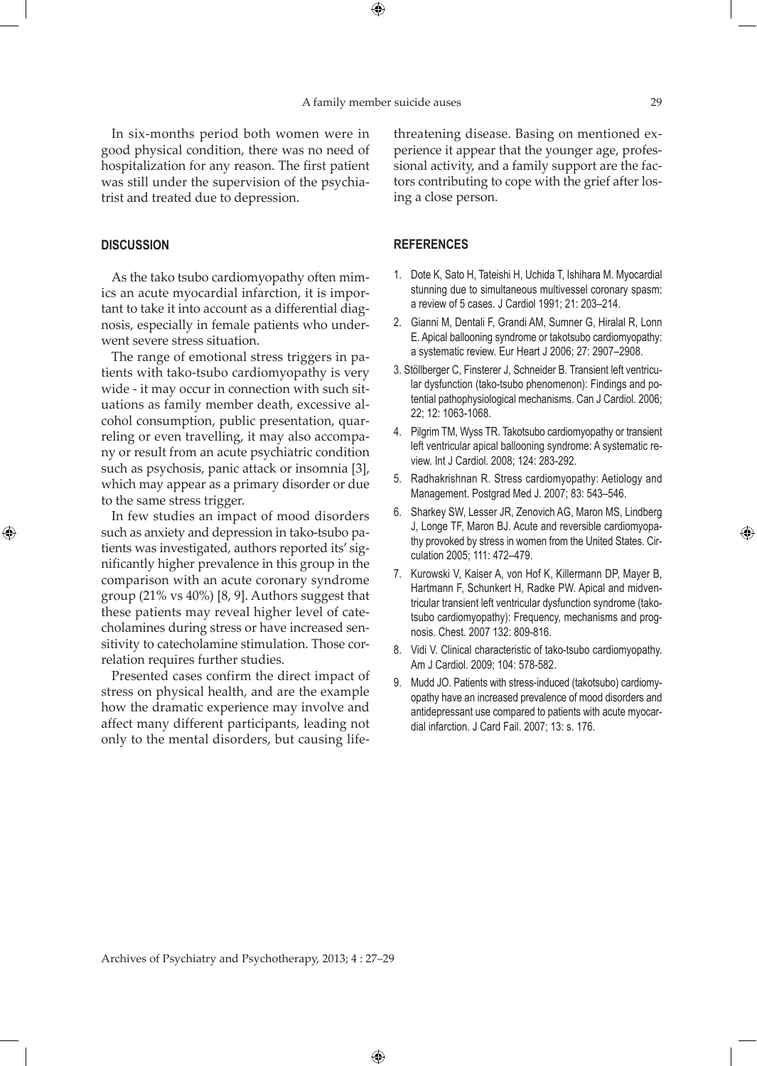In six-months period both women were in good physical condition, there was no need of hospitalization for any reason. The first patient was still under the supervision of the psychiatrist and treated due to depression.

## DISCUSSION

As the tako tsubo cardiomyopathy often mimics an acute myocardial infarction, it is important to take it into account as a differential diagnosis, especially in female patients who underwent severe stress situation.

The range of emotional stress triggers in patients with tako-tsubo cardiomyopathy is very wide - it may occur in connection with such situations as family member death, excessive alcohol consumption, public presentation, quarreling or even travelling, it may also accompany or result from an acute psychiatric condition such as psychosis, panic attack or insomnia [3], which may appear as a primary disorder or due to the same stress trigger.

In few studies an impact of mood disorders such as anxiety and depression in tako-tsubo patients was investigated, authors reported its' significantly higher prevalence in this group in the comparison with an acute coronary syndrome group (21% vs 40%) [8, 9]. Authors suggest that these patients may reveal higher level of catecholamines during stress or have increased sensitivity to catecholamine stimulation. Those correlation requires further studies.

Presented cases confirm the direct impact of stress on physical health, and are the example how the dramatic experience may involve and affect many different participants, leading not only to the mental disorders, but causing life-threatening disease. Basing on mentioned experience it appear that the younger age, professional activity, and a family support are the factors contributing to cope with the grief after losing a close person.

## REFERENCES

1. Dote K, Sato H, Tateishi H, Uchida T, Ishihara M. Myocardial stunning due to simultaneous multivessel coronary spasm: a review of 5 cases. J Cardiol 1991; 21: 203–214.
2. Gianni M, Dentali F, Grandi AM, Sumner G, Hiralal R, Lonn E. Apical ballooning syndrome or takotsubo cardiomyopathy: a systematic review. Eur Heart J 2006; 27: 2907–2908.
3. Stöllberger C, Finsterer J, Schneider B. Transient left ventricular dysfunction (tako-tsubo phenomenon): Findings and potential pathophysiological mechanisms. Can J Cardiol. 2006; 22; 12: 1063-1068.
4. Pilgrim TM, Wyss TR. Takotsubo cardiomyopathy or transient left ventricular apical ballooning syndrome: A systematic review. Int J Cardiol. 2008; 124: 283-292.
5. Radhakrishnan R. Stress cardiomyopathy: Aetiology and Management. Postgrad Med J. 2007; 83: 543–546.
6. Sharkey SW, Lesser JR, Zenovich AG, Maron MS, Lindberg J, Longe TF, Maron BJ. Acute and reversible cardiomyopathy provoked by stress in women from the United States. Circulation 2005; 111: 472–479.
7. Kurowski V, Kaiser A, von Hof K, Killermann DP, Mayer B, Hartmann F, Schunkert H, Radke PW. Apical and midventricular transient left ventricular dysfunction syndrome (takotsubo cardiomyopathy): Frequency, mechanisms and prognosis. Chest. 2007 132: 809-816.
8. Vidi V. Clinical characteristic of tako-tsubo cardiomyopathy. Am J Cardiol. 2009; 104: 578-582.
9. Mudd JO. Patients with stress-induced (takotsubo) cardiomyopathy have an increased prevalence of mood disorders and antidepressant use compared to patients with acute myocardial infarction. J Card Fail. 2007; 13: s. 176.